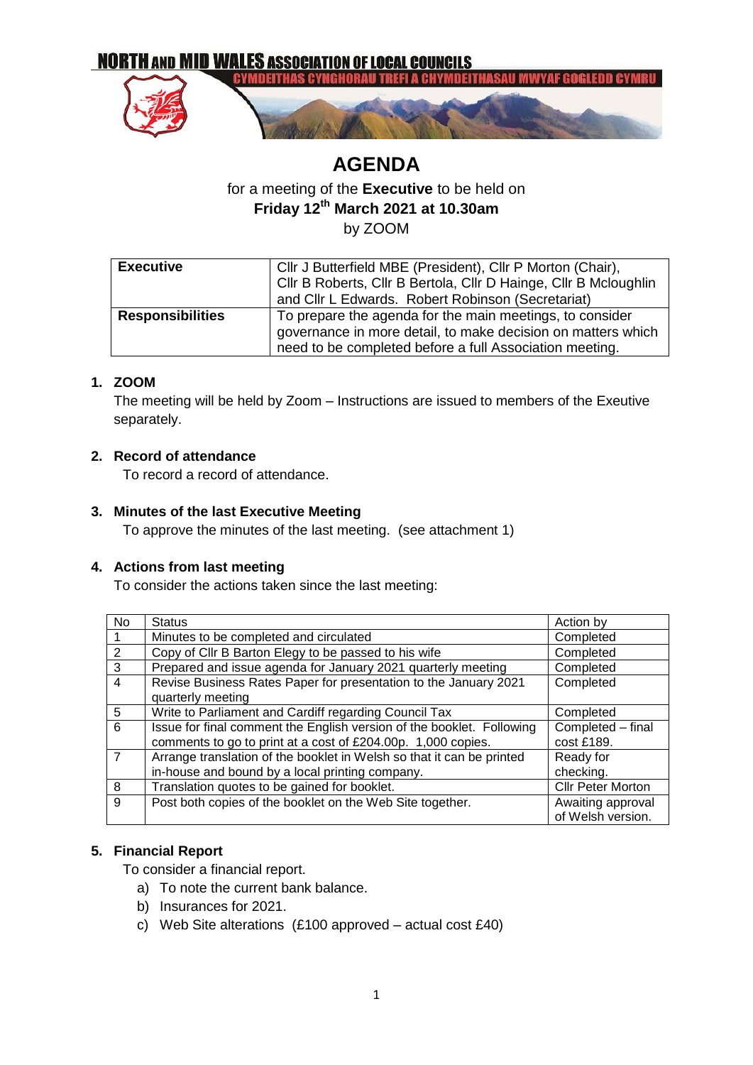NORTH AND MID WALES ASSOCIATION OF LOCAL COUNCILS

CYMDEITHAS CYNGHORAU TREFI A CHYMDEITHASAU MWYAF GOGLEDD CYMRU

# AGENDA

for a meeting of the **Executive** to be held on

**Friday 12th March 2021 at 10.30am**

by ZOOM

| | |
|---|---|
| **Executive** | Cllr J Butterfield MBE (President), Cllr P Morton (Chair), Cllr B Roberts, Cllr B Bertola, Cllr D Hainge, Cllr B Mcloughlin and Cllr L Edwards. Robert Robinson (Secretariat) |
| **Responsibilities** | To prepare the agenda for the main meetings, to consider governance in more detail, to make decision on matters which need to be completed before a full Association meeting. |

1. **ZOOM**
   The meeting will be held by Zoom – Instructions are issued to members of the Executive separately.

2. **Record of attendance**
   To record a record of attendance.

3. **Minutes of the last Executive Meeting**
   To approve the minutes of the last meeting. (see attachment 1)

4. **Actions from last meeting**
   To consider the actions taken since the last meeting:

| No | Status | Action by |
|---|---|---|
| 1 | Minutes to be completed and circulated | Completed |
| 2 | Copy of Cllr B Barton Elegy to be passed to his wife | Completed |
| 3 | Prepared and issue agenda for January 2021 quarterly meeting | Completed |
| 4 | Revise Business Rates Paper for presentation to the January 2021 quarterly meeting | Completed |
| 5 | Write to Parliament and Cardiff regarding Council Tax | Completed |
| 6 | Issue for final comment the English version of the booklet. Following comments to go to print at a cost of £204.00p. 1,000 copies. | Completed – final cost £189. |
| 7 | Arrange translation of the booklet in Welsh so that it can be printed in-house and bound by a local printing company. | Ready for checking. |
| 8 | Translation quotes to be gained for booklet. | Cllr Peter Morton |
| 9 | Post both copies of the booklet on the Web Site together. | Awaiting approval of Welsh version. |

5. **Financial Report**
   To consider a financial report.
   a) To note the current bank balance.
   b) Insurances for 2021.
   c) Web Site alterations (£100 approved – actual cost £40)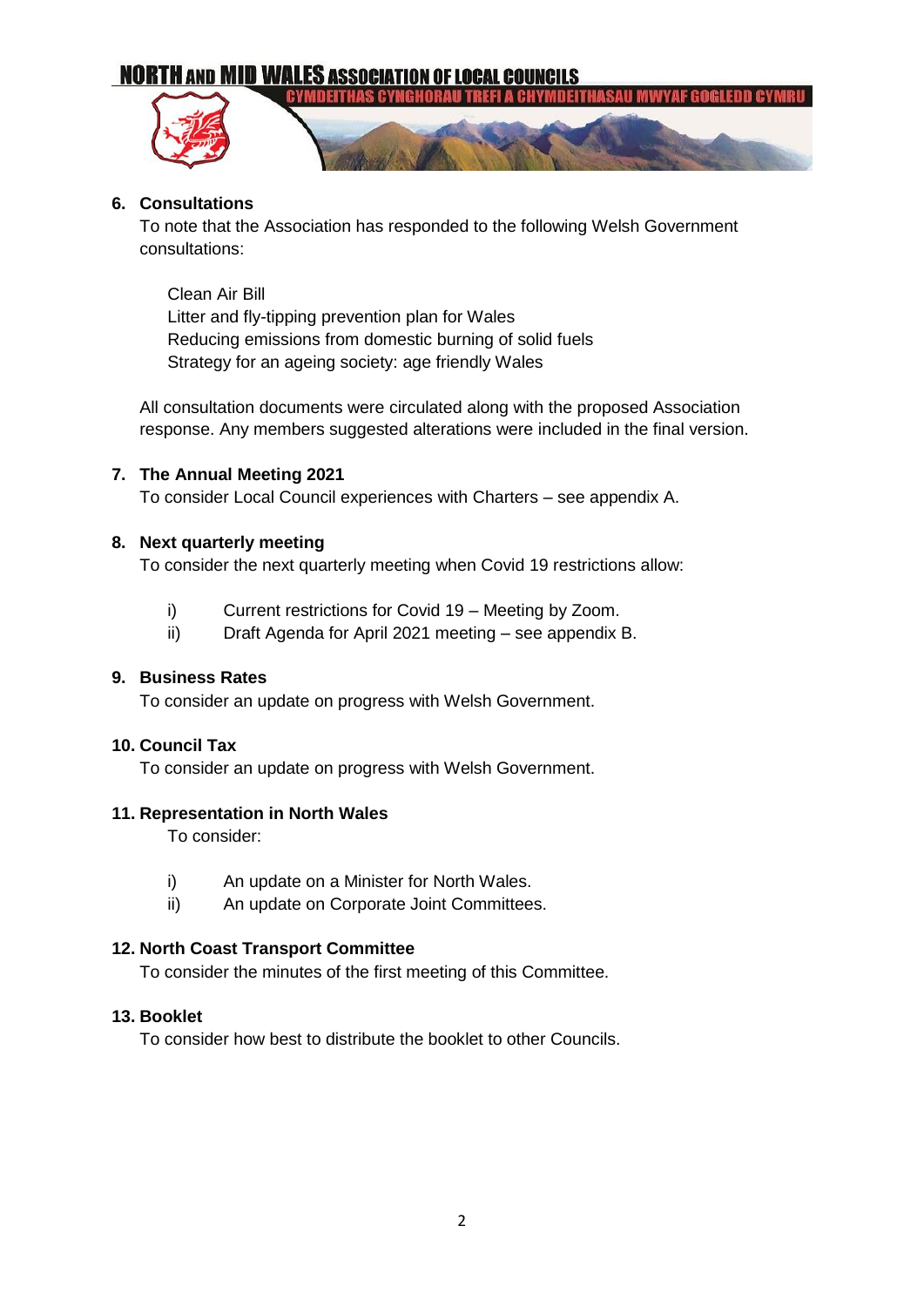## 6. Consultations

To note that the Association has responded to the following Welsh Government consultations:

Clean Air Bill
Litter and fly-tipping prevention plan for Wales
Reducing emissions from domestic burning of solid fuels
Strategy for an ageing society: age friendly Wales

All consultation documents were circulated along with the proposed Association response. Any members suggested alterations were included in the final version.

## 7. The Annual Meeting 2021

To consider Local Council experiences with Charters – see appendix A.

## 8. Next quarterly meeting

To consider the next quarterly meeting when Covid 19 restrictions allow:

i) Current restrictions for Covid 19 – Meeting by Zoom.
ii) Draft Agenda for April 2021 meeting – see appendix B.

## 9. Business Rates

To consider an update on progress with Welsh Government.

## 10. Council Tax

To consider an update on progress with Welsh Government.

## 11. Representation in North Wales

To consider:

i) An update on a Minister for North Wales.
ii) An update on Corporate Joint Committees.

## 12. North Coast Transport Committee

To consider the minutes of the first meeting of this Committee.

## 13. Booklet

To consider how best to distribute the booklet to other Councils.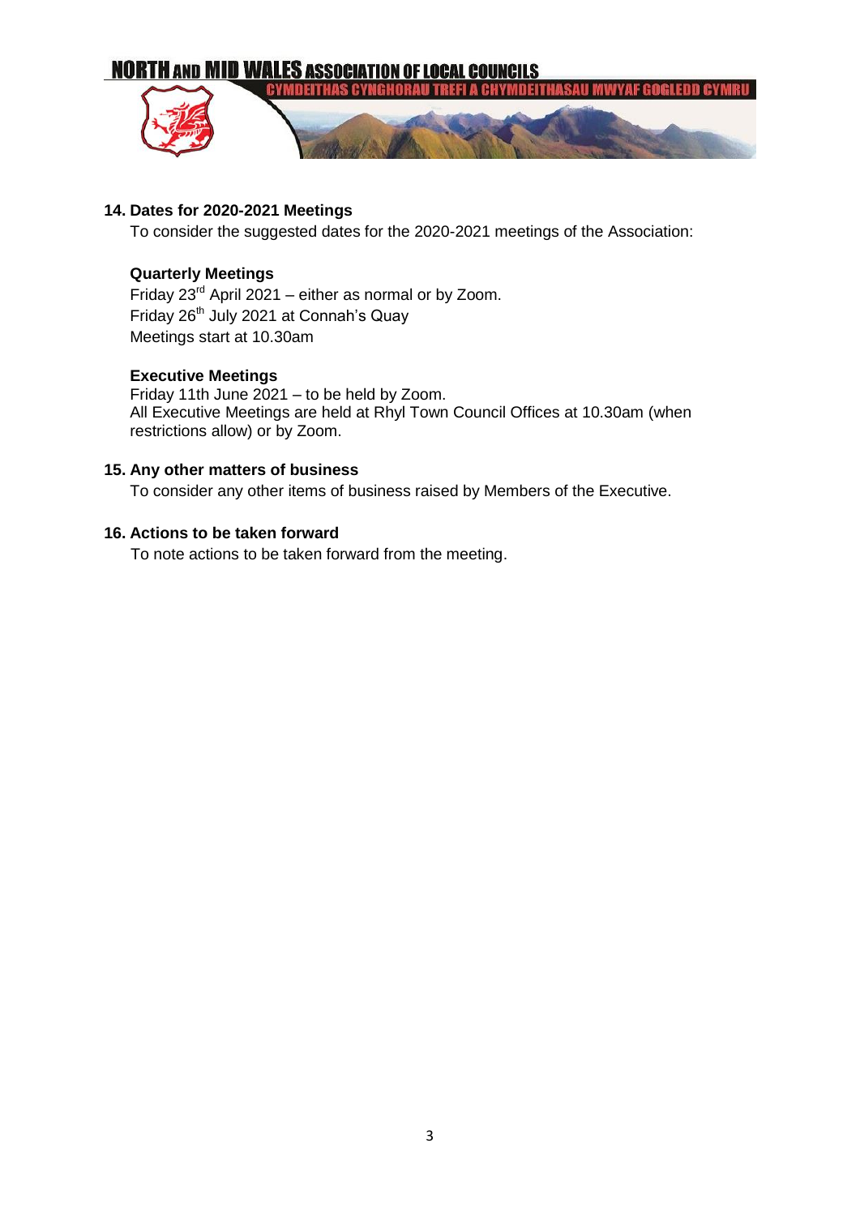## 14. Dates for 2020-2021 Meetings

To consider the suggested dates for the 2020-2021 meetings of the Association:

**Quarterly Meetings**

Friday 23rd April 2021 – either as normal or by Zoom.
Friday 26th July 2021 at Connah's Quay
Meetings start at 10.30am

**Executive Meetings**

Friday 11th June 2021 – to be held by Zoom.
All Executive Meetings are held at Rhyl Town Council Offices at 10.30am (when restrictions allow) or by Zoom.

## 15. Any other matters of business

To consider any other items of business raised by Members of the Executive.

## 16. Actions to be taken forward

To note actions to be taken forward from the meeting.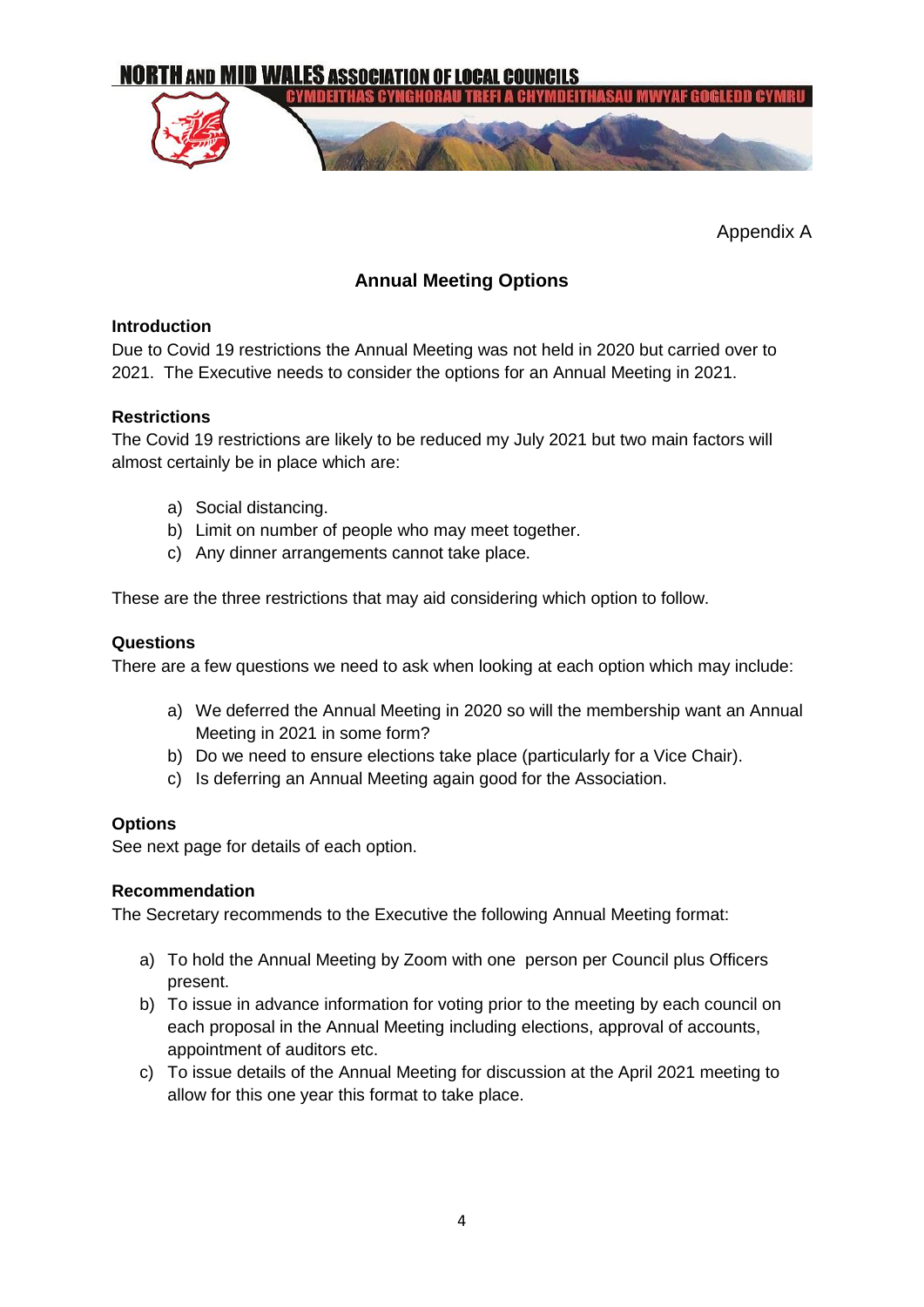NORTH AND MID WALES ASSOCIATION OF LOCAL COUNCILS

CYMDEITHAS CYNGHORAU TREFI A CHYMDEITHASAU MWYAF GOGLEDD CYMRU

Appendix A

## Annual Meeting Options

**Introduction**

Due to Covid 19 restrictions the Annual Meeting was not held in 2020 but carried over to 2021. The Executive needs to consider the options for an Annual Meeting in 2021.

**Restrictions**

The Covid 19 restrictions are likely to be reduced my July 2021 but two main factors will almost certainly be in place which are:

a) Social distancing.
b) Limit on number of people who may meet together.
c) Any dinner arrangements cannot take place.

These are the three restrictions that may aid considering which option to follow.

**Questions**

There are a few questions we need to ask when looking at each option which may include:

a) We deferred the Annual Meeting in 2020 so will the membership want an Annual Meeting in 2021 in some form?
b) Do we need to ensure elections take place (particularly for a Vice Chair).
c) Is deferring an Annual Meeting again good for the Association.

**Options**

See next page for details of each option.

**Recommendation**

The Secretary recommends to the Executive the following Annual Meeting format:

a) To hold the Annual Meeting by Zoom with one person per Council plus Officers present.
b) To issue in advance information for voting prior to the meeting by each council on each proposal in the Annual Meeting including elections, approval of accounts, appointment of auditors etc.
c) To issue details of the Annual Meeting for discussion at the April 2021 meeting to allow for this one year this format to take place.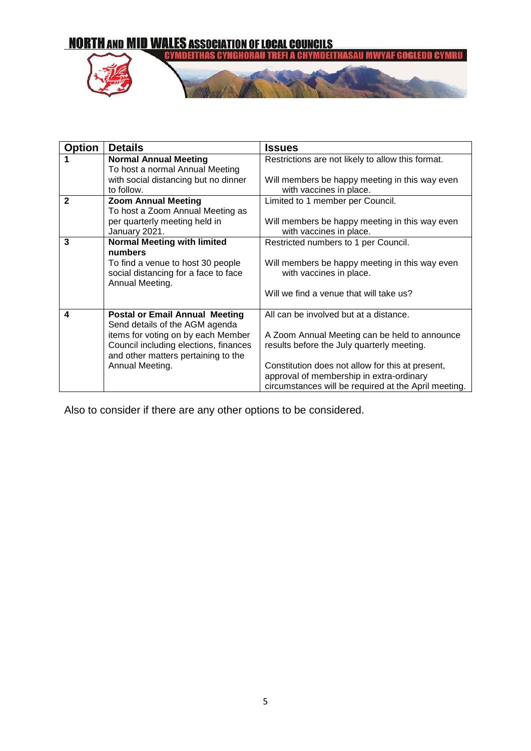| Option | Details | Issues |
|---|---|---|
| 1 | **Normal Annual Meeting** To host a normal Annual Meeting with social distancing but no dinner to follow. | Restrictions are not likely to allow this format. Will members be happy meeting in this way even with vaccines in place. |
| 2 | **Zoom Annual Meeting** To host a Zoom Annual Meeting as per quarterly meeting held in January 2021. | Limited to 1 member per Council. Will members be happy meeting in this way even with vaccines in place. |
| 3 | **Normal Meeting with limited numbers** To find a venue to host 30 people social distancing for a face to face Annual Meeting. | Restricted numbers to 1 per Council. Will members be happy meeting in this way even with vaccines in place. Will we find a venue that will take us? |
| 4 | **Postal or Email Annual Meeting** Send details of the AGM agenda items for voting on by each Member Council including elections, finances and other matters pertaining to the Annual Meeting. | All can be involved but at a distance. A Zoom Annual Meeting can be held to announce results before the July quarterly meeting. Constitution does not allow for this at present, approval of membership in extra-ordinary circumstances will be required at the April meeting. |

Also to consider if there are any other options to be considered.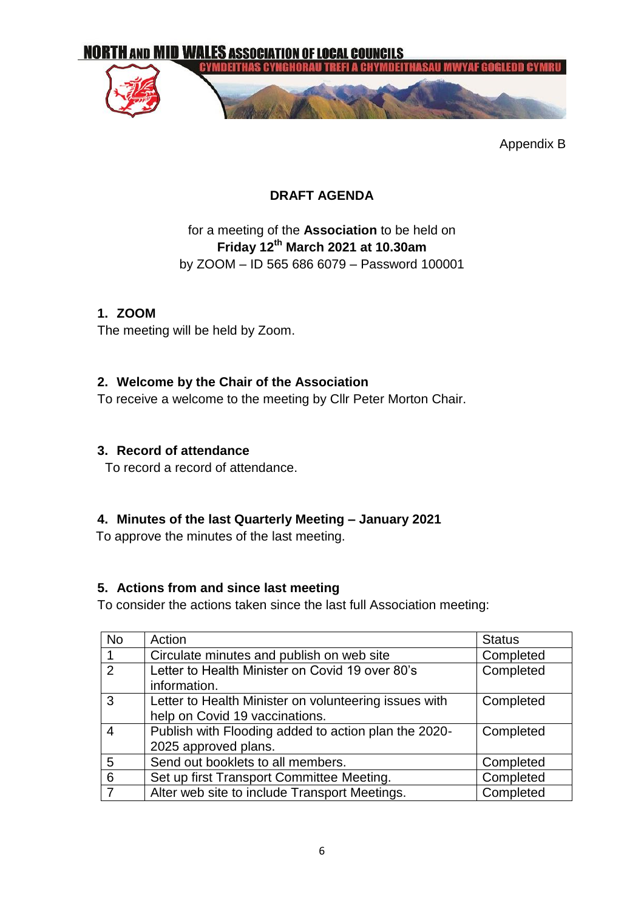NORTH AND MID WALES ASSOCIATION OF LOCAL COUNCILS

CYMDEITHAS CYNGHORAU TREFI A CHYMDEITHASAU MWYAF GOGLEDD CYMRU

Appendix B

## DRAFT AGENDA

for a meeting of the **Association** to be held on
**Friday 12th March 2021 at 10.30am**
by ZOOM – ID 565 686 6079 – Password 100001

### 1. ZOOM

The meeting will be held by Zoom.

### 2. Welcome by the Chair of the Association

To receive a welcome to the meeting by Cllr Peter Morton Chair.

### 3. Record of attendance

To record a record of attendance.

### 4. Minutes of the last Quarterly Meeting – January 2021

To approve the minutes of the last meeting.

### 5. Actions from and since last meeting

To consider the actions taken since the last full Association meeting:

| No | Action | Status |
|---|---|---|
| 1 | Circulate minutes and publish on web site | Completed |
| 2 | Letter to Health Minister on Covid 19 over 80's information. | Completed |
| 3 | Letter to Health Minister on volunteering issues with help on Covid 19 vaccinations. | Completed |
| 4 | Publish with Flooding added to action plan the 2020-2025 approved plans. | Completed |
| 5 | Send out booklets to all members. | Completed |
| 6 | Set up first Transport Committee Meeting. | Completed |
| 7 | Alter web site to include Transport Meetings. | Completed |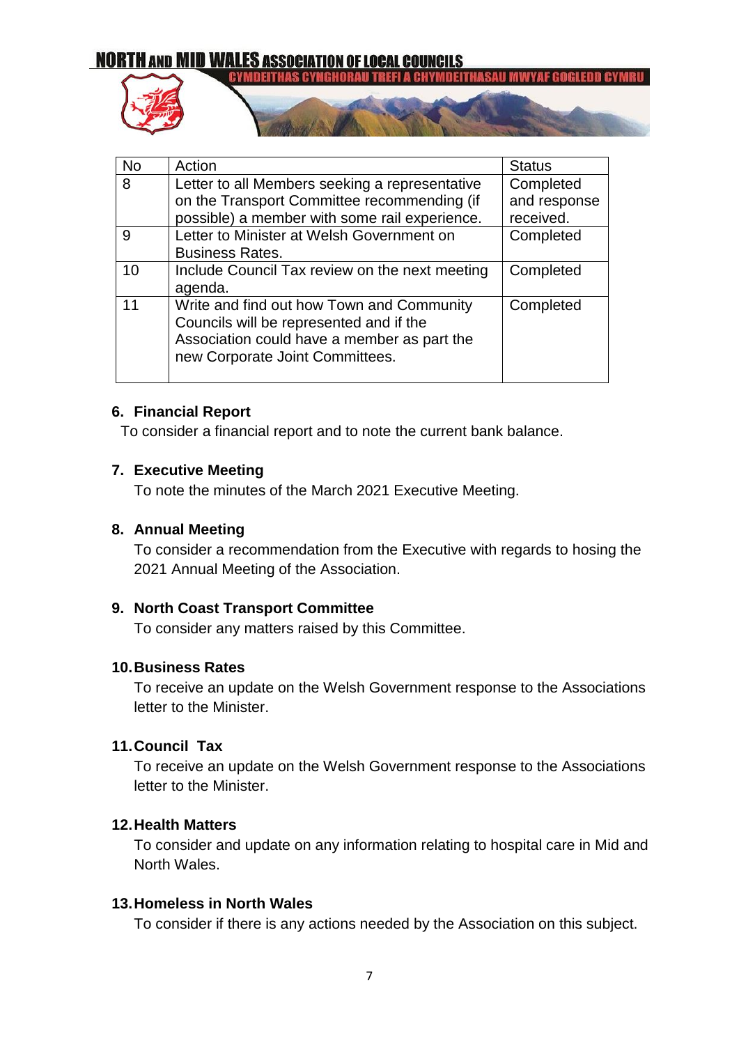| No | Action | Status |
|---|---|---|
| 8 | Letter to all Members seeking a representative on the Transport Committee recommending (if possible) a member with some rail experience. | Completed and response received. |
| 9 | Letter to Minister at Welsh Government on Business Rates. | Completed |
| 10 | Include Council Tax review on the next meeting agenda. | Completed |
| 11 | Write and find out how Town and Community Councils will be represented and if the Association could have a member as part the new Corporate Joint Committees. | Completed |

## 6. Financial Report

To consider a financial report and to note the current bank balance.

## 7. Executive Meeting

To note the minutes of the March 2021 Executive Meeting.

## 8. Annual Meeting

To consider a recommendation from the Executive with regards to hosing the 2021 Annual Meeting of the Association.

## 9. North Coast Transport Committee

To consider any matters raised by this Committee.

## 10. Business Rates

To receive an update on the Welsh Government response to the Associations letter to the Minister.

## 11. Council Tax

To receive an update on the Welsh Government response to the Associations letter to the Minister.

## 12. Health Matters

To consider and update on any information relating to hospital care in Mid and North Wales.

## 13. Homeless in North Wales

To consider if there is any actions needed by the Association on this subject.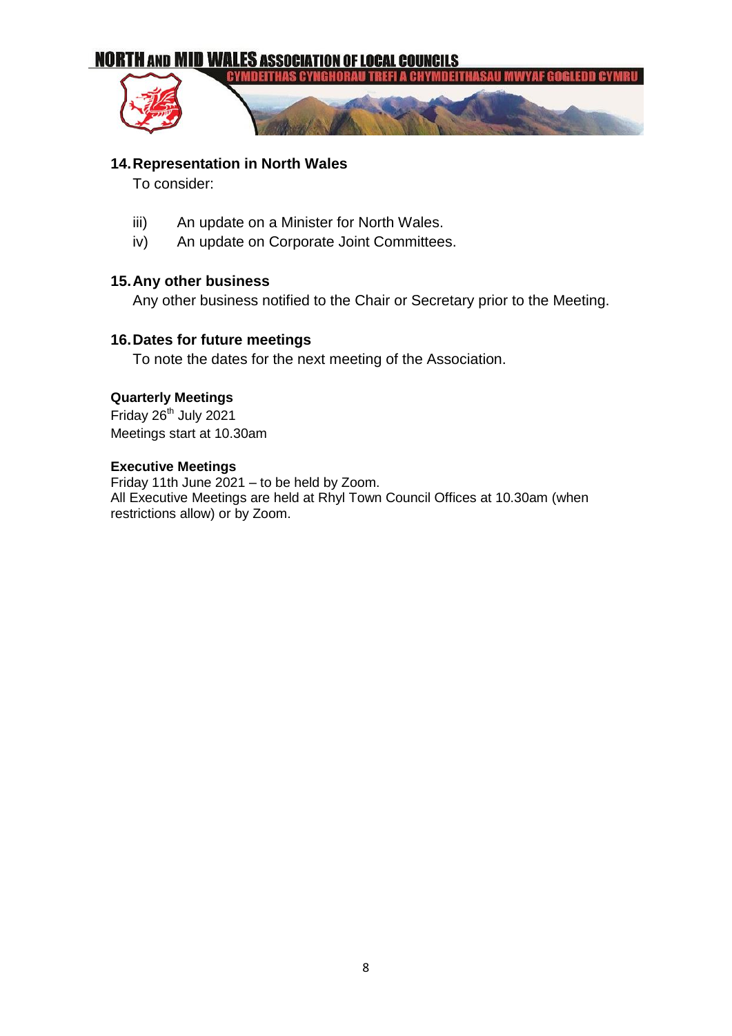### 14. Representation in North Wales

To consider:

iii) An update on a Minister for North Wales.
iv) An update on Corporate Joint Committees.

### 15. Any other business

Any other business notified to the Chair or Secretary prior to the Meeting.

### 16. Dates for future meetings

To note the dates for the next meeting of the Association.

**Quarterly Meetings**
Friday 26th July 2021
Meetings start at 10.30am

**Executive Meetings**
Friday 11th June 2021 – to be held by Zoom.
All Executive Meetings are held at Rhyl Town Council Offices at 10.30am (when restrictions allow) or by Zoom.